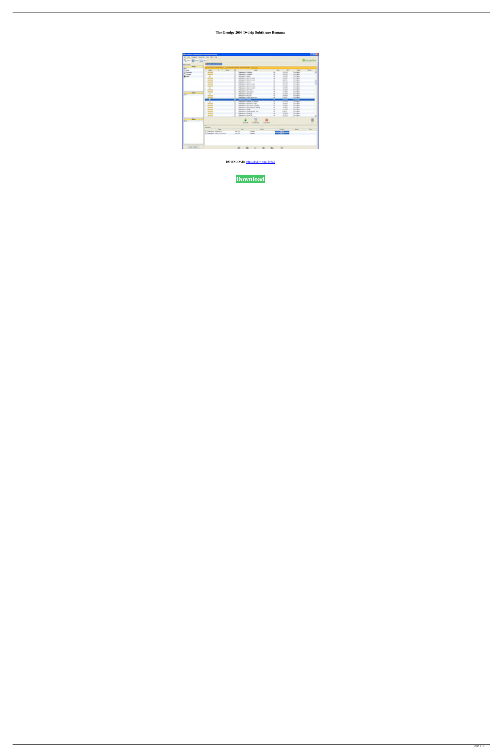**The Grudge 2004 Dvdrip Subtitrare Romana**

**DOWNLOAD:** https://byltly.com/2il9z2

**Download**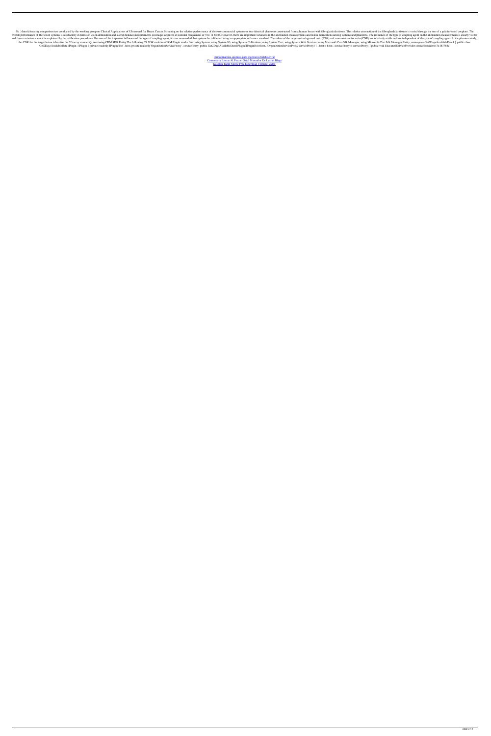f1v )Interlaboratory comparison test conducted by the working group on Clinical Applications of Ultrasound for Breast Cancer Screening on the relative performance of the two commercial systems on two identical phantoms constructed from a human breast with fibroglandular tissue. The relative attenuation of the fibroglandular tissues is varied through the use of a gelatin-based couplant. The overall performance of the tested systems is satisfactory in terms of lesion delineation and lateral distance measurements on images acquired at nominal frequencies of 5 to 11 MHz. However, there are important variations in the attenuation measurements and lesion delineations among systems and phantoms. The influence of the type of coupling agent on the attenuation measurements is clearly visible and these variations cannot be explained by the calibration procedures. Because of the important influence of the type of coupling agent, it is recommended that systems be calibrated using an appropriate reference standard. The values of the target-to-background ratio (TBR) and contrast-to-noise ratio (CNR) are relatively stable and are independent of the type of coupling agent. In the phantom study, the CNR for the target lesion is less for the 2D array scanner.Q: Accessing CRM SDK Entity The following C# SDK code in a CRM Plugin works fine: using System; using System.IO; using System.Collections; using System.Text; using System.Web.Services; using Microsoft.Crm.Sdk.Messages; using Microsoft.Crm.Sdk.Messages.Entity; namespace Get2DaysAvailableDate1 { public class Get2DaysAvailableDate1Plugin : IPlugin { private readonly IPluginHost _host; private readonly OrganizationServiceProxy _serviceProxy; public Get2DaysAvailableDate1Plugin(IPluginHost host, IOrganizationServiceProxy serviceProxy) { _host = host; _serviceProxy = serviceProxy; } public void Execute(IServiceProvider serviceProvider) f3e1b3768c

termodinamica quimica para ingenieros balzhiser zip
Comentariu Literar Al Poeziei Sarut Minunilor De Lucian Blaga
Kavalan Tamil Movie Free Download Utorrent Video